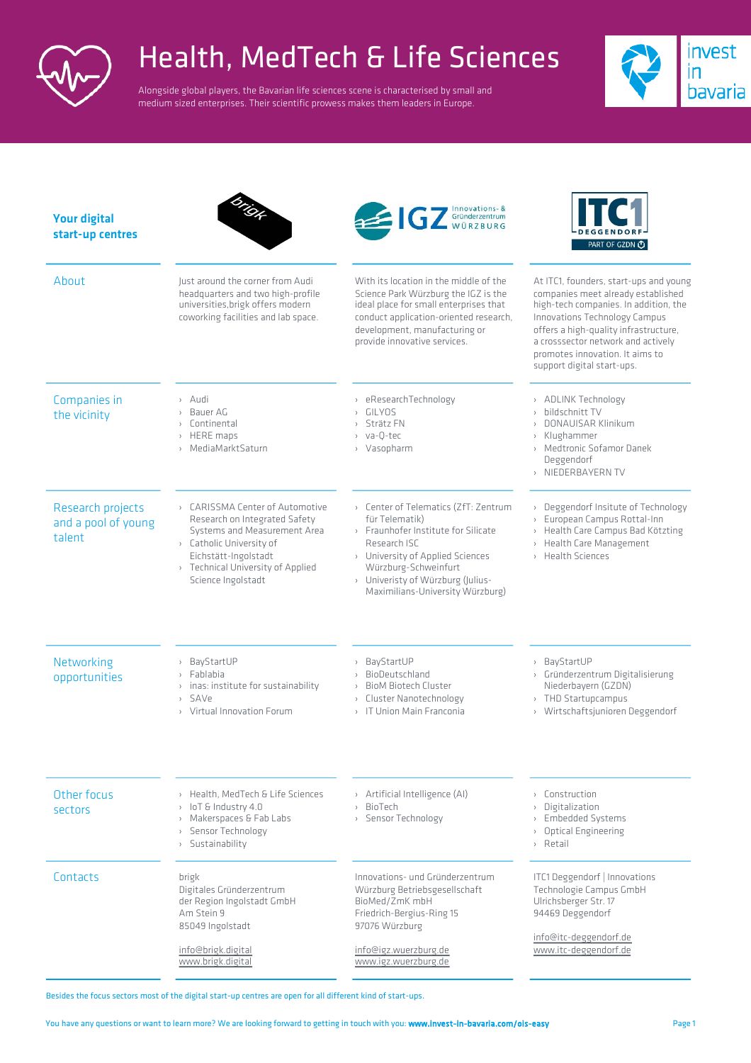# Health, MedTech & Life Sciences

Alongside global players, the Bavarian life sciences scene is characterised by small and medium sized enterprises. Their scientific prowess makes them leaders in Europe.

| **Your digital start-up centres** | brigk | IGZ Innovations- & Gründerzentrum Würzburg | ITC1 Deggendorf – Part of GZDN |
|---|---|---|---|
| About | Just around the corner from Audi headquarters and two high-profile universities,brigk offers modern coworking facilities and lab space. | With its location in the middle of the Science Park Würzburg the IGZ is the ideal place for small enterprises that conduct application-oriented research, development, manufacturing or provide innovative services. | At ITC1, founders, start-ups and young companies meet already established high-tech companies. In addition, the Innovations Technology Campus offers a high-quality infrastructure, a crosssector network and actively promotes innovation. It aims to support digital start-ups. |
| Companies in the vicinity | › Audi<br>› Bauer AG<br>› Continental<br>› HERE maps<br>› MediaMarktSaturn | › eResearchTechnology<br>› GILYOS<br>› Strätz FN<br>› va-Q-tec<br>› Vasopharm | › ADLINK Technology<br>› bildschnitt TV<br>› DONAUISAR Klinikum<br>› Klughammer<br>› Medtronic Sofamor Danek Deggendorf<br>› NIEDERBAYERN TV |
| Research projects and a pool of young talent | › CARISSMA Center of Automotive Research on Integrated Safety Systems and Measurement Area<br>› Catholic University of Eichstätt-Ingolstadt<br>› Technical University of Applied Science Ingolstadt | › Center of Telematics (ZfT: Zentrum für Telematik)<br>› Fraunhofer Institute for Silicate Research ISC<br>› University of Applied Sciences Würzburg-Schweinfurt<br>› Univeristy of Würzburg (Julius-Maximilians-University Würzburg) | › Deggendorf Insitute of Technology<br>› European Campus Rottal-Inn<br>› Health Care Campus Bad Kötzting<br>› Health Care Management<br>› Health Sciences |
| Networking opportunities | › BayStartUP<br>› Fablabia<br>› inas: institute for sustainability<br>› SAVe<br>› Virtual Innovation Forum | › BayStartUP<br>› BioDeutschland<br>› BioM Biotech Cluster<br>› Cluster Nanotechnology<br>› IT Union Main Franconia | › BayStartUP<br>› Gründerzentrum Digitalisierung Niederbayern (GZDN)<br>› THD Startupcampus<br>› Wirtschaftsjunioren Deggendorf |
| Other focus sectors | › Health, MedTech & Life Sciences<br>› IoT & Industry 4.0<br>› Makerspaces & Fab Labs<br>› Sensor Technology<br>› Sustainability | › Artificial Intelligence (AI)<br>› BioTech<br>› Sensor Technology | › Construction<br>› Digitalization<br>› Embedded Systems<br>› Optical Engineering<br>› Retail |
| Contacts | brigk<br>Digitales Gründerzentrum der Region Ingolstadt GmbH<br>Am Stein 9<br>85049 Ingolstadt<br><br>info@brigk.digital<br>www.brigk.digital | Innovations- und Gründerzentrum Würzburg Betriebsgesellschaft BioMed/ZmK mbH<br>Friedrich-Bergius-Ring 15<br>97076 Würzburg<br><br>info@igz.wuerzburg.de<br>www.igz.wuerzburg.de | ITC1 Deggendorf \| Innovations Technologie Campus GmbH<br>Ulrichsberger Str. 17<br>94469 Deggendorf<br><br>info@itc-deggendorf.de<br>www.itc-deggendorf.de |

Besides the focus sectors most of the digital start-up centres are open for all different kind of start-ups.

You have any questions or want to learn more? We are looking forward to getting in touch with you: **www.invest-in-bavaria.com/ois-easy**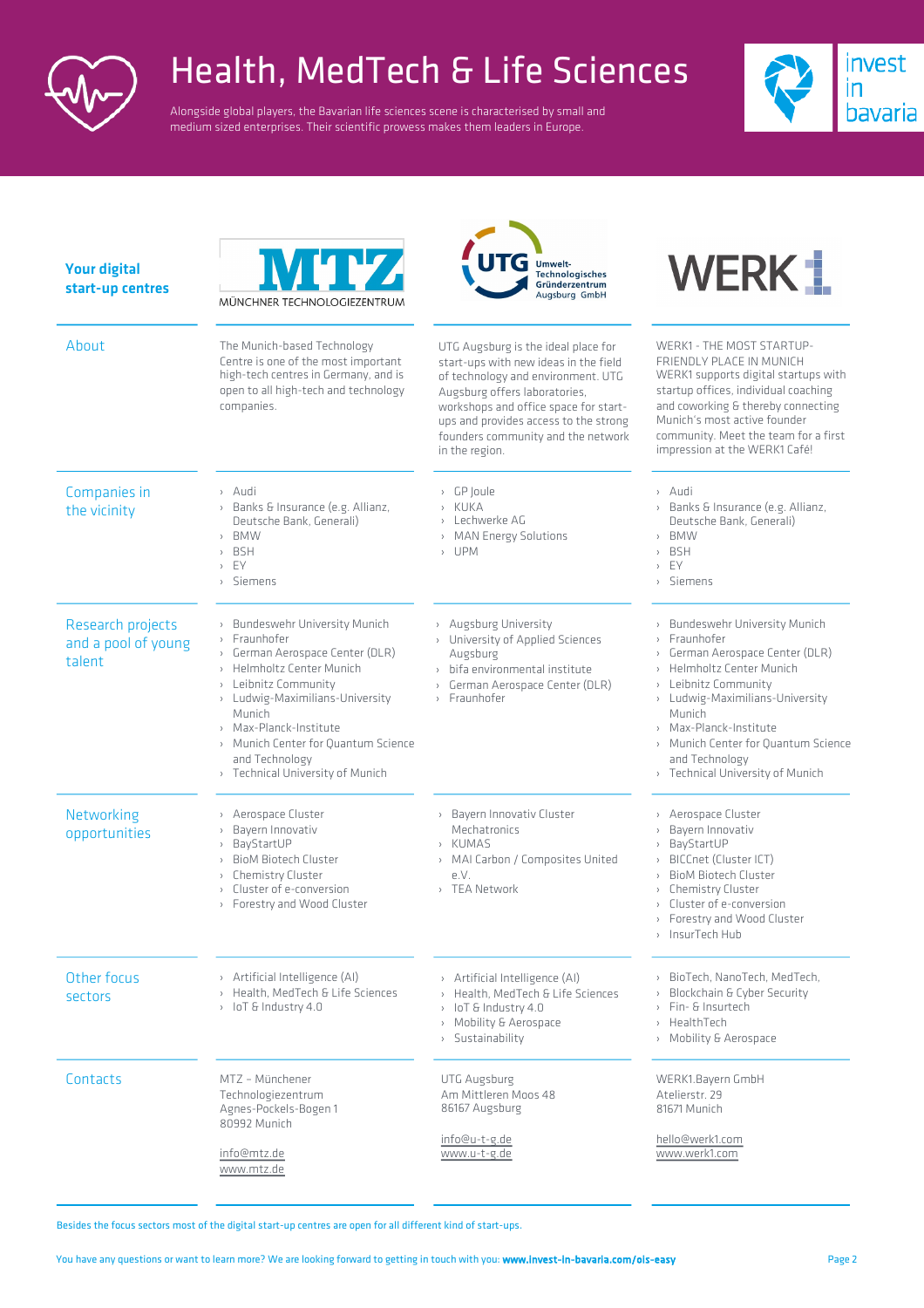# Health, MedTech & Life Sciences

Alongside global players, the Bavarian life sciences scene is characterised by small and medium sized enterprises. Their scientific prowess makes them leaders in Europe.

| **Your digital start-up centres** | MTZ – MÜNCHNER TECHNOLOGIEZENTRUM | UTG Umwelt-Technologisches Gründerzentrum Augsburg GmbH | WERK1 |
|---|---|---|---|
| About | The Munich-based Technology Centre is one of the most important high-tech centres in Germany, and is open to all high-tech and technology companies. | UTG Augsburg is the ideal place for start-ups with new ideas in the field of technology and environment. UTG Augsburg offers laboratories, workshops and office space for start-ups and provides access to the strong founders community and the network in the region. | WERK1 - THE MOST STARTUP-FRIENDLY PLACE IN MUNICH<br>WERK1 supports digital startups with startup offices, individual coaching and coworking & thereby connecting Munich's most active founder community. Meet the team for a first impression at the WERK1 Café! |
| Companies in the vicinity | › Audi<br>› Banks & Insurance (e.g. Allianz, Deutsche Bank, Generali)<br>› BMW<br>› BSH<br>› EY<br>› Siemens | › GP Joule<br>› KUKA<br>› Lechwerke AG<br>› MAN Energy Solutions<br>› UPM | › Audi<br>› Banks & Insurance (e.g. Allianz, Deutsche Bank, Generali)<br>› BMW<br>› BSH<br>› EY<br>› Siemens |
| Research projects and a pool of young talent | › Bundeswehr University Munich<br>› Fraunhofer<br>› German Aerospace Center (DLR)<br>› Helmholtz Center Munich<br>› Leibnitz Community<br>› Ludwig-Maximilians-University Munich<br>› Max-Planck-Institute<br>› Munich Center for Quantum Science and Technology<br>› Technical University of Munich | › Augsburg University<br>› University of Applied Sciences Augsburg<br>› bifa environmental institute<br>› German Aerospace Center (DLR)<br>› Fraunhofer | › Bundeswehr University Munich<br>› Fraunhofer<br>› German Aerospace Center (DLR)<br>› Helmholtz Center Munich<br>› Leibnitz Community<br>› Ludwig-Maximilians-University Munich<br>› Max-Planck-Institute<br>› Munich Center for Quantum Science and Technology<br>› Technical University of Munich |
| Networking opportunities | › Aerospace Cluster<br>› Bayern Innovativ<br>› BayStartUP<br>› BioM Biotech Cluster<br>› Chemistry Cluster<br>› Cluster of e-conversion<br>› Forestry and Wood Cluster | › Bayern Innovativ Cluster Mechatronics<br>› KUMAS<br>› MAI Carbon / Composites United e.V.<br>› TEA Network | › Aerospace Cluster<br>› Bayern Innovativ<br>› BayStartUP<br>› BICCnet (Cluster ICT)<br>› BioM Biotech Cluster<br>› Chemistry Cluster<br>› Cluster of e-conversion<br>› Forestry and Wood Cluster<br>› InsurTech Hub |
| Other focus sectors | › Artificial Intelligence (AI)<br>› Health, MedTech & Life Sciences<br>› IoT & Industry 4.0 | › Artificial Intelligence (AI)<br>› Health, MedTech & Life Sciences<br>› IoT & Industry 4.0<br>› Mobility & Aerospace<br>› Sustainability | › BioTech, NanoTech, MedTech,<br>› Blockchain & Cyber Security<br>› Fin- & Insurtech<br>› HealthTech<br>› Mobility & Aerospace |
| Contacts | MTZ – Münchener Technologiezentrum<br>Agnes-Pockels-Bogen 1<br>80992 Munich<br><br>info@mtz.de<br>www.mtz.de | UTG Augsburg<br>Am Mittleren Moos 48<br>86167 Augsburg<br><br>info@u-t-g.de<br>www.u-t-g.de | WERK1.Bayern GmbH<br>Atelierstr. 29<br>81671 Munich<br><br>hello@werk1.com<br>www.werk1.com |

Besides the focus sectors most of the digital start-up centres are open for all different kind of start-ups.

You have any questions or want to learn more? We are looking forward to getting in touch with you: **www.invest-in-bavaria.com/ois-easy**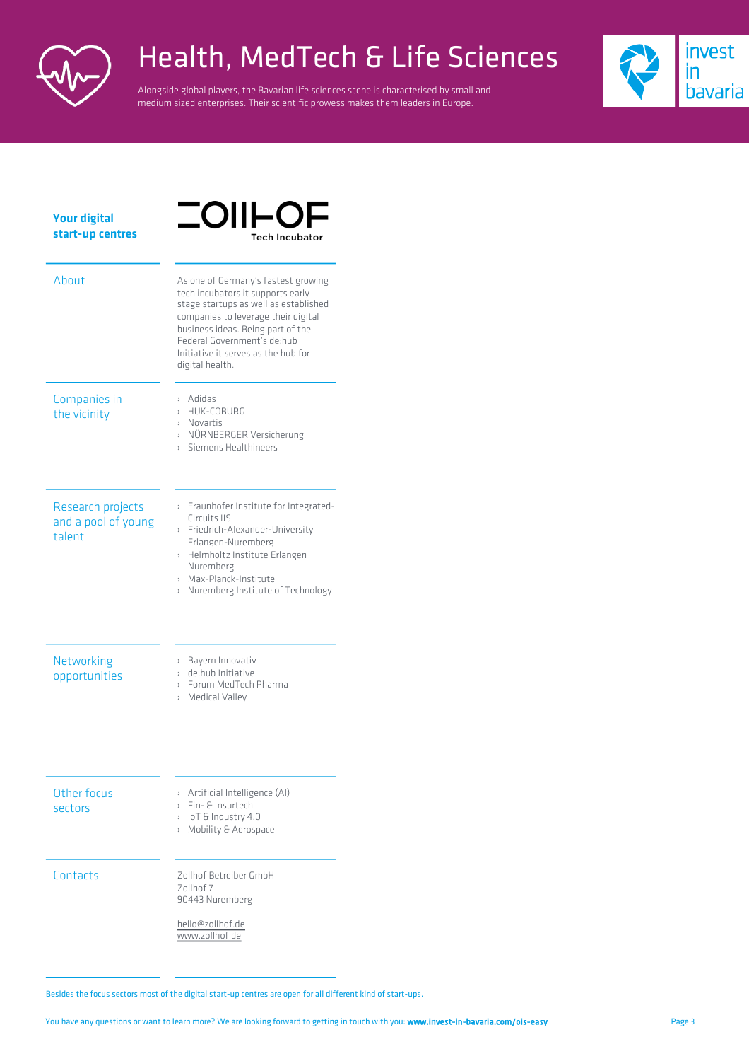# Health, MedTech & Life Sciences

Alongside global players, the Bavarian life sciences scene is characterised by small and medium sized enterprises. Their scientific prowess makes them leaders in Europe.

| **Your digital start-up centres** | **ZOLLHOF Tech Incubator** |
|---|---|
| About | As one of Germany's fastest growing tech incubators it supports early stage startups as well as established companies to leverage their digital business ideas. Being part of the Federal Government's de:hub Initiative it serves as the hub for digital health. |
| Companies in the vicinity | › Adidas<br>› HUK-COBURG<br>› Novartis<br>› NÜRNBERGER Versicherung<br>› Siemens Healthineers |
| Research projects and a pool of young talent | › Fraunhofer Institute for Integrated-Circuits IIS<br>› Friedrich-Alexander-University Erlangen-Nuremberg<br>› Helmholtz Institute Erlangen Nuremberg<br>› Max-Planck-Institute<br>› Nuremberg Institute of Technology |
| Networking opportunities | › Bayern Innovativ<br>› de.hub Initiative<br>› Forum MedTech Pharma<br>› Medical Valley |
| Other focus sectors | › Artificial Intelligence (AI)<br>› Fin- & Insurtech<br>› IoT & Industry 4.0<br>› Mobility & Aerospace |
| Contacts | Zollhof Betreiber GmbH<br>Zollhof 7<br>90443 Nuremberg<br><br>hello@zollhof.de<br>www.zollhof.de |

Besides the focus sectors most of the digital start-up centres are open for all different kind of start-ups.

You have any questions or want to learn more? We are looking forward to getting in touch with you: **www.invest-in-bavaria.com/ois-easy**